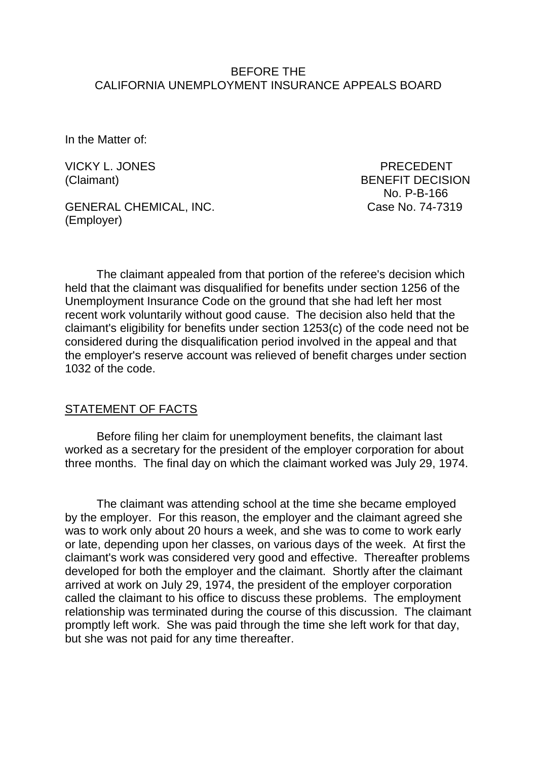BEFORE THE
CALIFORNIA UNEMPLOYMENT INSURANCE APPEALS BOARD

In the Matter of:

VICKY L. JONES
(Claimant)

PRECEDENT
BENEFIT DECISION
No. P-B-166

GENERAL CHEMICAL, INC.
(Employer)

Case No. 74-7319

The claimant appealed from that portion of the referee's decision which held that the claimant was disqualified for benefits under section 1256 of the Unemployment Insurance Code on the ground that she had left her most recent work voluntarily without good cause. The decision also held that the claimant's eligibility for benefits under section 1253(c) of the code need not be considered during the disqualification period involved in the appeal and that the employer's reserve account was relieved of benefit charges under section 1032 of the code.

## STATEMENT OF FACTS

Before filing her claim for unemployment benefits, the claimant last worked as a secretary for the president of the employer corporation for about three months. The final day on which the claimant worked was July 29, 1974.

The claimant was attending school at the time she became employed by the employer. For this reason, the employer and the claimant agreed she was to work only about 20 hours a week, and she was to come to work early or late, depending upon her classes, on various days of the week. At first the claimant's work was considered very good and effective. Thereafter problems developed for both the employer and the claimant. Shortly after the claimant arrived at work on July 29, 1974, the president of the employer corporation called the claimant to his office to discuss these problems. The employment relationship was terminated during the course of this discussion. The claimant promptly left work. She was paid through the time she left work for that day, but she was not paid for any time thereafter.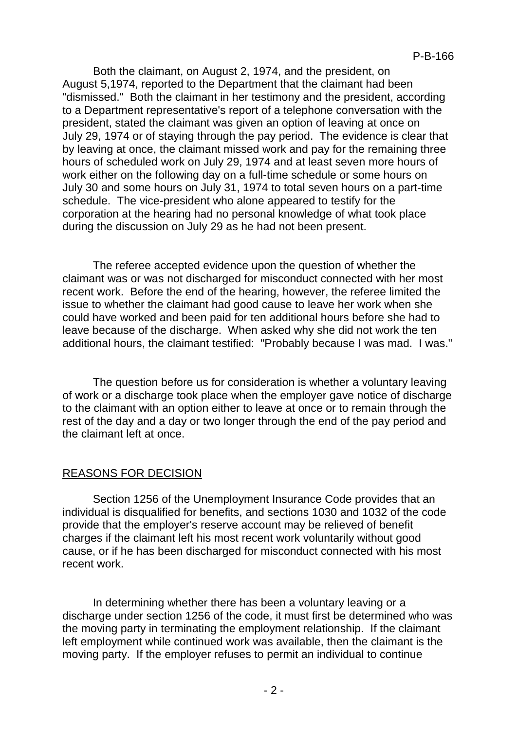Both the claimant, on August 2, 1974, and the president, on August 5,1974, reported to the Department that the claimant had been "dismissed." Both the claimant in her testimony and the president, according to a Department representative's report of a telephone conversation with the president, stated the claimant was given an option of leaving at once on July 29, 1974 or of staying through the pay period. The evidence is clear that by leaving at once, the claimant missed work and pay for the remaining three hours of scheduled work on July 29, 1974 and at least seven more hours of work either on the following day on a full-time schedule or some hours on July 30 and some hours on July 31, 1974 to total seven hours on a part-time schedule. The vice-president who alone appeared to testify for the corporation at the hearing had no personal knowledge of what took place during the discussion on July 29 as he had not been present.

The referee accepted evidence upon the question of whether the claimant was or was not discharged for misconduct connected with her most recent work. Before the end of the hearing, however, the referee limited the issue to whether the claimant had good cause to leave her work when she could have worked and been paid for ten additional hours before she had to leave because of the discharge. When asked why she did not work the ten additional hours, the claimant testified: "Probably because I was mad. I was."

The question before us for consideration is whether a voluntary leaving of work or a discharge took place when the employer gave notice of discharge to the claimant with an option either to leave at once or to remain through the rest of the day and a day or two longer through the end of the pay period and the claimant left at once.

## REASONS FOR DECISION

Section 1256 of the Unemployment Insurance Code provides that an individual is disqualified for benefits, and sections 1030 and 1032 of the code provide that the employer's reserve account may be relieved of benefit charges if the claimant left his most recent work voluntarily without good cause, or if he has been discharged for misconduct connected with his most recent work.

In determining whether there has been a voluntary leaving or a discharge under section 1256 of the code, it must first be determined who was the moving party in terminating the employment relationship. If the claimant left employment while continued work was available, then the claimant is the moving party. If the employer refuses to permit an individual to continue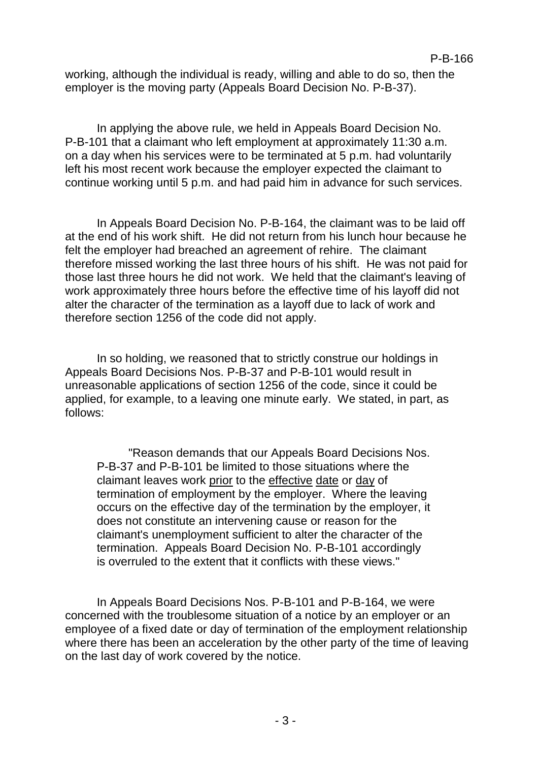working, although the individual is ready, willing and able to do so, then the employer is the moving party (Appeals Board Decision No. P-B-37).

In applying the above rule, we held in Appeals Board Decision No. P-B-101 that a claimant who left employment at approximately 11:30 a.m. on a day when his services were to be terminated at 5 p.m. had voluntarily left his most recent work because the employer expected the claimant to continue working until 5 p.m. and had paid him in advance for such services.

In Appeals Board Decision No. P-B-164, the claimant was to be laid off at the end of his work shift. He did not return from his lunch hour because he felt the employer had breached an agreement of rehire. The claimant therefore missed working the last three hours of his shift. He was not paid for those last three hours he did not work. We held that the claimant's leaving of work approximately three hours before the effective time of his layoff did not alter the character of the termination as a layoff due to lack of work and therefore section 1256 of the code did not apply.

In so holding, we reasoned that to strictly construe our holdings in Appeals Board Decisions Nos. P-B-37 and P-B-101 would result in unreasonable applications of section 1256 of the code, since it could be applied, for example, to a leaving one minute early. We stated, in part, as follows:

> "Reason demands that our Appeals Board Decisions Nos. P-B-37 and P-B-101 be limited to those situations where the claimant leaves work <u>prior</u> to the <u>effective</u> <u>date</u> or <u>day</u> of termination of employment by the employer. Where the leaving occurs on the effective day of the termination by the employer, it does not constitute an intervening cause or reason for the claimant's unemployment sufficient to alter the character of the termination. Appeals Board Decision No. P-B-101 accordingly is overruled to the extent that it conflicts with these views."

In Appeals Board Decisions Nos. P-B-101 and P-B-164, we were concerned with the troublesome situation of a notice by an employer or an employee of a fixed date or day of termination of the employment relationship where there has been an acceleration by the other party of the time of leaving on the last day of work covered by the notice.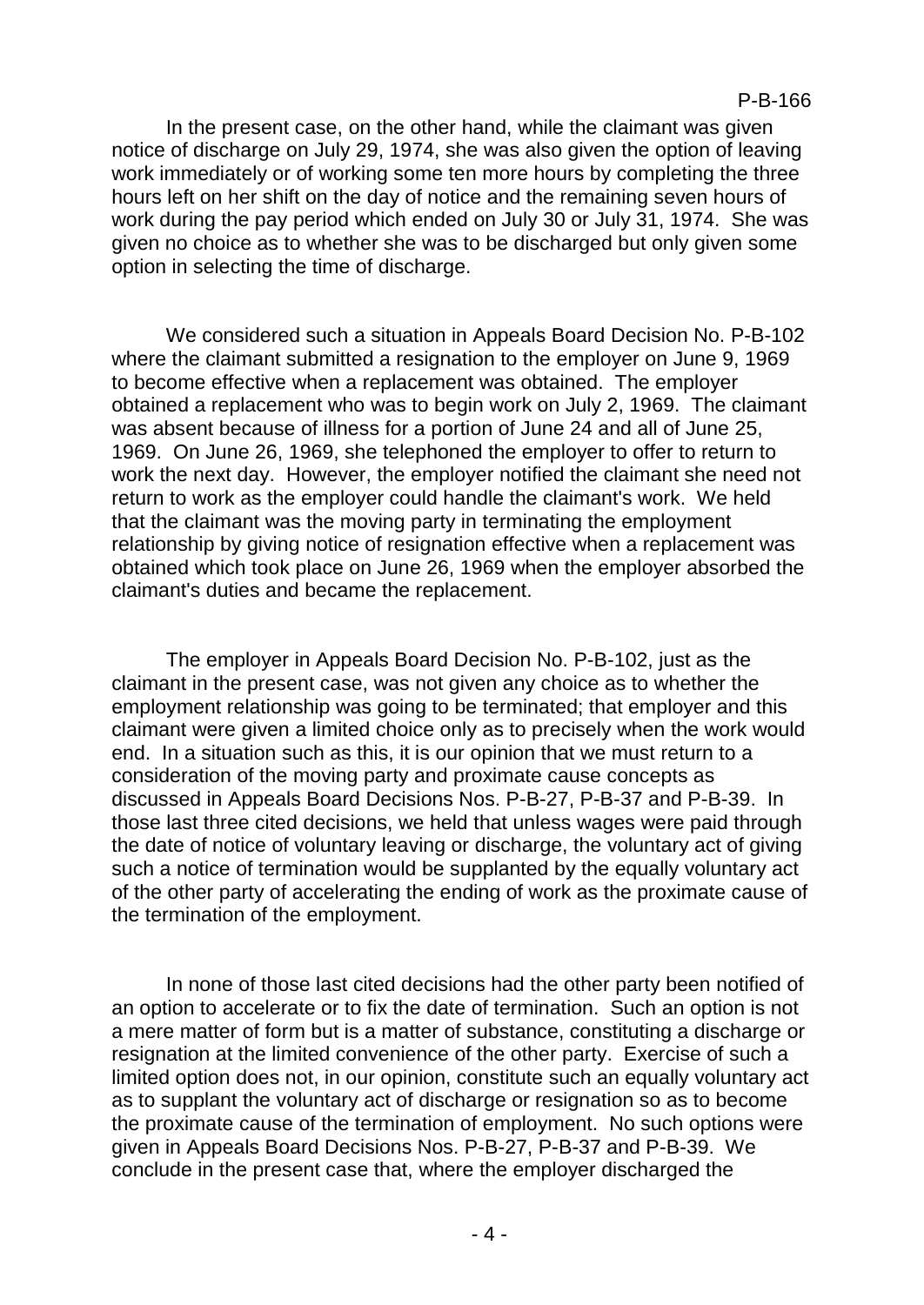In the present case, on the other hand, while the claimant was given notice of discharge on July 29, 1974, she was also given the option of leaving work immediately or of working some ten more hours by completing the three hours left on her shift on the day of notice and the remaining seven hours of work during the pay period which ended on July 30 or July 31, 1974. She was given no choice as to whether she was to be discharged but only given some option in selecting the time of discharge.

We considered such a situation in Appeals Board Decision No. P-B-102 where the claimant submitted a resignation to the employer on June 9, 1969 to become effective when a replacement was obtained. The employer obtained a replacement who was to begin work on July 2, 1969. The claimant was absent because of illness for a portion of June 24 and all of June 25, 1969. On June 26, 1969, she telephoned the employer to offer to return to work the next day. However, the employer notified the claimant she need not return to work as the employer could handle the claimant's work. We held that the claimant was the moving party in terminating the employment relationship by giving notice of resignation effective when a replacement was obtained which took place on June 26, 1969 when the employer absorbed the claimant's duties and became the replacement.

The employer in Appeals Board Decision No. P-B-102, just as the claimant in the present case, was not given any choice as to whether the employment relationship was going to be terminated; that employer and this claimant were given a limited choice only as to precisely when the work would end. In a situation such as this, it is our opinion that we must return to a consideration of the moving party and proximate cause concepts as discussed in Appeals Board Decisions Nos. P-B-27, P-B-37 and P-B-39. In those last three cited decisions, we held that unless wages were paid through the date of notice of voluntary leaving or discharge, the voluntary act of giving such a notice of termination would be supplanted by the equally voluntary act of the other party of accelerating the ending of work as the proximate cause of the termination of the employment.

In none of those last cited decisions had the other party been notified of an option to accelerate or to fix the date of termination. Such an option is not a mere matter of form but is a matter of substance, constituting a discharge or resignation at the limited convenience of the other party. Exercise of such a limited option does not, in our opinion, constitute such an equally voluntary act as to supplant the voluntary act of discharge or resignation so as to become the proximate cause of the termination of employment. No such options were given in Appeals Board Decisions Nos. P-B-27, P-B-37 and P-B-39. We conclude in the present case that, where the employer discharged the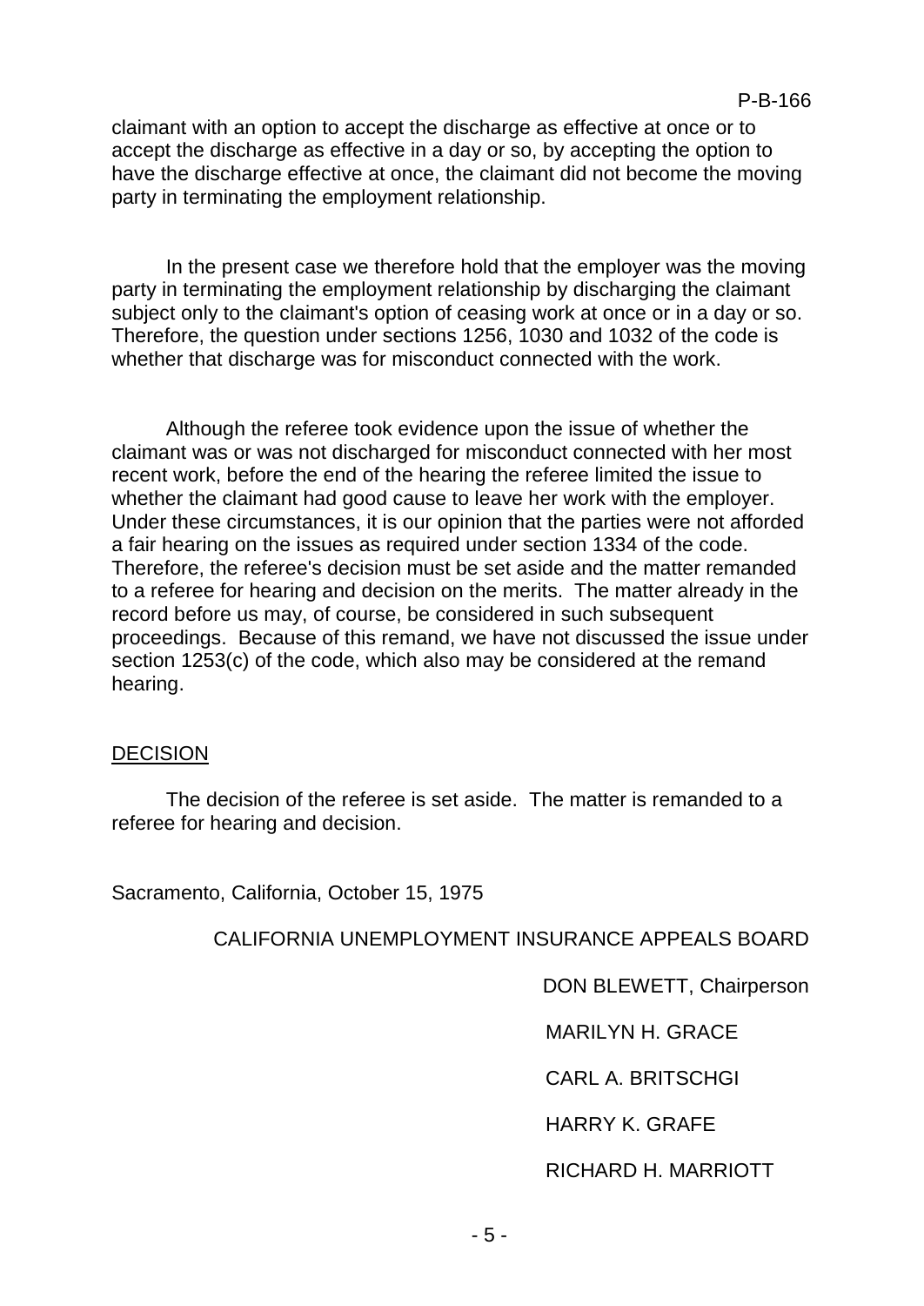claimant with an option to accept the discharge as effective at once or to accept the discharge as effective in a day or so, by accepting the option to have the discharge effective at once, the claimant did not become the moving party in terminating the employment relationship.

In the present case we therefore hold that the employer was the moving party in terminating the employment relationship by discharging the claimant subject only to the claimant's option of ceasing work at once or in a day or so. Therefore, the question under sections 1256, 1030 and 1032 of the code is whether that discharge was for misconduct connected with the work.

Although the referee took evidence upon the issue of whether the claimant was or was not discharged for misconduct connected with her most recent work, before the end of the hearing the referee limited the issue to whether the claimant had good cause to leave her work with the employer. Under these circumstances, it is our opinion that the parties were not afforded a fair hearing on the issues as required under section 1334 of the code. Therefore, the referee's decision must be set aside and the matter remanded to a referee for hearing and decision on the merits. The matter already in the record before us may, of course, be considered in such subsequent proceedings. Because of this remand, we have not discussed the issue under section 1253(c) of the code, which also may be considered at the remand hearing.

## DECISION

The decision of the referee is set aside. The matter is remanded to a referee for hearing and decision.

Sacramento, California, October 15, 1975

CALIFORNIA UNEMPLOYMENT INSURANCE APPEALS BOARD

DON BLEWETT, Chairperson

MARILYN H. GRACE

CARL A. BRITSCHGI

HARRY K. GRAFE

RICHARD H. MARRIOTT